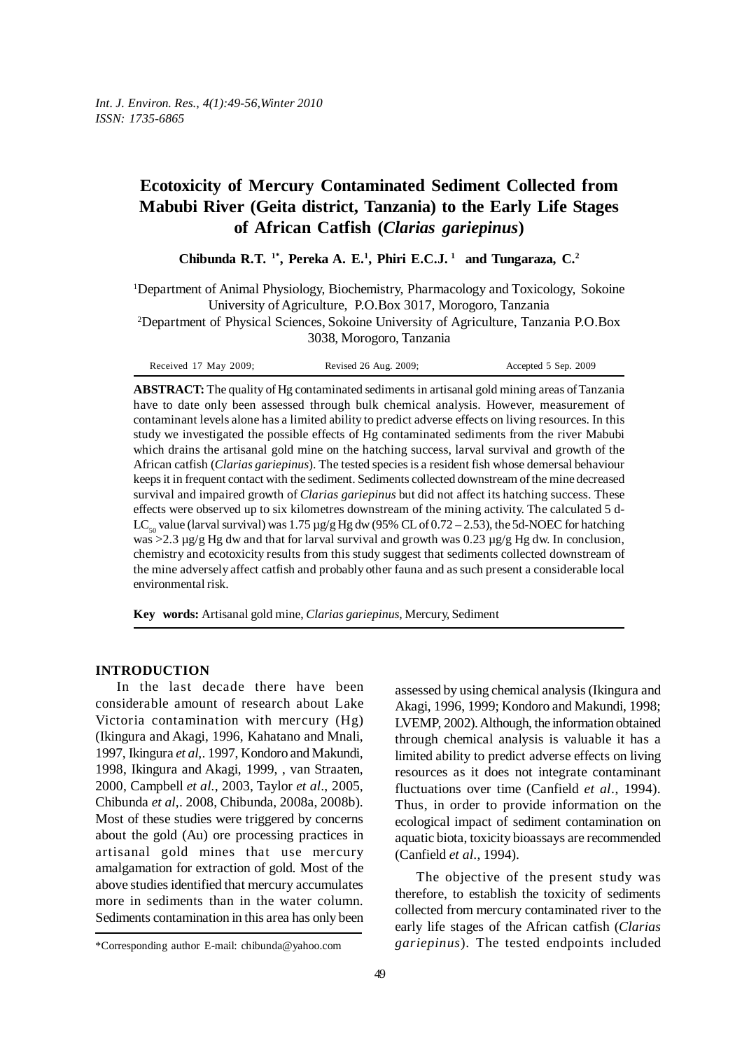# Ecotoxicity of Mercury Contaminated Sediment Collected from Mabubi River (Geita district, Tanzania) to the Early Life Stages of African Catfish (*Clarias gariepinus*)

**Chibunda R.T. [1*], Pereka A. E.[1], Phiri E.C.J. [1] and Tungaraza, C.[2]**

[1]Department of Animal Physiology, Biochemistry, Pharmacology and Toxicology, Sokoine University of Agriculture, P.O.Box 3017, Morogoro, Tanzania

[2]Department of Physical Sciences, Sokoine University of Agriculture, Tanzania P.O.Box 3038, Morogoro, Tanzania

Received 17 May 2009; Revised 26 Aug. 2009; Accepted 5 Sep. 2009

**ABSTRACT:** The quality of Hg contaminated sediments in artisanal gold mining areas of Tanzania have to date only been assessed through bulk chemical analysis. However, measurement of contaminant levels alone has a limited ability to predict adverse effects on living resources. In this study we investigated the possible effects of Hg contaminated sediments from the river Mabubi which drains the artisanal gold mine on the hatching success, larval survival and growth of the African catfish (*Clarias gariepinus*). The tested species is a resident fish whose demersal behaviour keeps it in frequent contact with the sediment. Sediments collected downstream of the mine decreased survival and impaired growth of *Clarias gariepinus* but did not affect its hatching success. These effects were observed up to six kilometres downstream of the mining activity. The calculated 5 d-$LC_{50}$ value (larval survival) was 1.75 µg/g Hg dw (95% CL of 0.72 – 2.53), the 5d-NOEC for hatching was >2.3 µg/g Hg dw and that for larval survival and growth was 0.23 µg/g Hg dw. In conclusion, chemistry and ecotoxicity results from this study suggest that sediments collected downstream of the mine adversely affect catfish and probably other fauna and as such present a considerable local environmental risk.

**Key words:** Artisanal gold mine, *Clarias gariepinus*, Mercury, Sediment

## INTRODUCTION

In the last decade there have been considerable amount of research about Lake Victoria contamination with mercury (Hg) (Ikingura and Akagi, 1996, Kahatano and Mnali, 1997, Ikingura *et al*,. 1997, Kondoro and Makundi, 1998, Ikingura and Akagi, 1999, , van Straaten, 2000, Campbell *et al*., 2003, Taylor *et al*., 2005, Chibunda *et al*,. 2008, Chibunda, 2008a, 2008b). Most of these studies were triggered by concerns about the gold (Au) ore processing practices in artisanal gold mines that use mercury amalgamation for extraction of gold. Most of the above studies identified that mercury accumulates more in sediments than in the water column. Sediments contamination in this area has only been assessed by using chemical analysis (Ikingura and Akagi, 1996, 1999; Kondoro and Makundi, 1998; LVEMP, 2002). Although, the information obtained through chemical analysis is valuable it has a limited ability to predict adverse effects on living resources as it does not integrate contaminant fluctuations over time (Canfield *et al*., 1994). Thus, in order to provide information on the ecological impact of sediment contamination on aquatic biota, toxicity bioassays are recommended (Canfield *et al*., 1994).

The objective of the present study was therefore, to establish the toxicity of sediments collected from mercury contaminated river to the early life stages of the African catfish (*Clarias gariepinus*). The tested endpoints included

*Corresponding author E-mail: chibunda@yahoo.com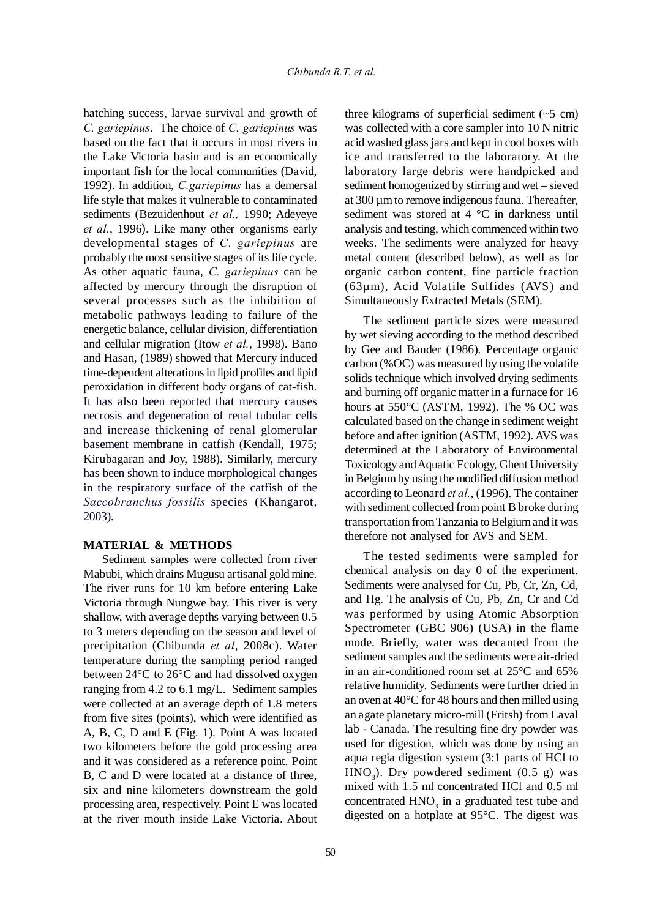hatching success, larvae survival and growth of *C. gariepinus*. The choice of *C. gariepinus* was based on the fact that it occurs in most rivers in the Lake Victoria basin and is an economically important fish for the local communities (David, 1992). In addition, *C.gariepinus* has a demersal life style that makes it vulnerable to contaminated sediments (Bezuidenhout *et al.,* 1990; Adeyeye *et al.*, 1996). Like many other organisms early developmental stages of *C. gariepinus* are probably the most sensitive stages of its life cycle. As other aquatic fauna, *C. gariepinus* can be affected by mercury through the disruption of several processes such as the inhibition of metabolic pathways leading to failure of the energetic balance, cellular division, differentiation and cellular migration (Itow *et al.*, 1998). Bano and Hasan, (1989) showed that Mercury induced time-dependent alterations in lipid profiles and lipid peroxidation in different body organs of cat-fish. It has also been reported that mercury causes necrosis and degeneration of renal tubular cells and increase thickening of renal glomerular basement membrane in catfish (Kendall, 1975; Kirubagaran and Joy, 1988). Similarly, mercury has been shown to induce morphological changes in the respiratory surface of the catfish of the *Saccobranchus fossilis* species (Khangarot, 2003).

## MATERIAL & METHODS

Sediment samples were collected from river Mabubi, which drains Mugusu artisanal gold mine. The river runs for 10 km before entering Lake Victoria through Nungwe bay. This river is very shallow, with average depths varying between 0.5 to 3 meters depending on the season and level of precipitation (Chibunda *et al*, 2008c). Water temperature during the sampling period ranged between 24°C to 26°C and had dissolved oxygen ranging from 4.2 to 6.1 mg/L. Sediment samples were collected at an average depth of 1.8 meters from five sites (points), which were identified as A, B, C, D and E (Fig. 1). Point A was located two kilometers before the gold processing area and it was considered as a reference point. Point B, C and D were located at a distance of three, six and nine kilometers downstream the gold processing area, respectively. Point E was located at the river mouth inside Lake Victoria. About three kilograms of superficial sediment (~5 cm) was collected with a core sampler into 10 N nitric acid washed glass jars and kept in cool boxes with ice and transferred to the laboratory. At the laboratory large debris were handpicked and sediment homogenized by stirring and wet – sieved at 300 µm to remove indigenous fauna. Thereafter, sediment was stored at 4 °C in darkness until analysis and testing, which commenced within two weeks. The sediments were analyzed for heavy metal content (described below), as well as for organic carbon content, fine particle fraction (63µm), Acid Volatile Sulfides (AVS) and Simultaneously Extracted Metals (SEM).

The sediment particle sizes were measured by wet sieving according to the method described by Gee and Bauder (1986). Percentage organic carbon (%OC) was measured by using the volatile solids technique which involved drying sediments and burning off organic matter in a furnace for 16 hours at 550°C (ASTM, 1992). The % OC was calculated based on the change in sediment weight before and after ignition (ASTM, 1992). AVS was determined at the Laboratory of Environmental Toxicology and Aquatic Ecology, Ghent University in Belgium by using the modified diffusion method according to Leonard *et al.,* (1996). The container with sediment collected from point B broke during transportation from Tanzania to Belgium and it was therefore not analysed for AVS and SEM.

The tested sediments were sampled for chemical analysis on day 0 of the experiment. Sediments were analysed for Cu, Pb, Cr, Zn, Cd, and Hg. The analysis of Cu, Pb, Zn, Cr and Cd was performed by using Atomic Absorption Spectrometer (GBC 906) (USA) in the flame mode. Briefly, water was decanted from the sediment samples and the sediments were air-dried in an air-conditioned room set at 25°C and 65% relative humidity. Sediments were further dried in an oven at 40°C for 48 hours and then milled using an agate planetary micro-mill (Fritsh) from Laval lab - Canada. The resulting fine dry powder was used for digestion, which was done by using an aqua regia digestion system (3:1 parts of HCl to $HNO_3$). Dry powdered sediment (0.5 g) was mixed with 1.5 ml concentrated HCl and 0.5 ml concentrated $HNO_3$ in a graduated test tube and digested on a hotplate at 95°C. The digest was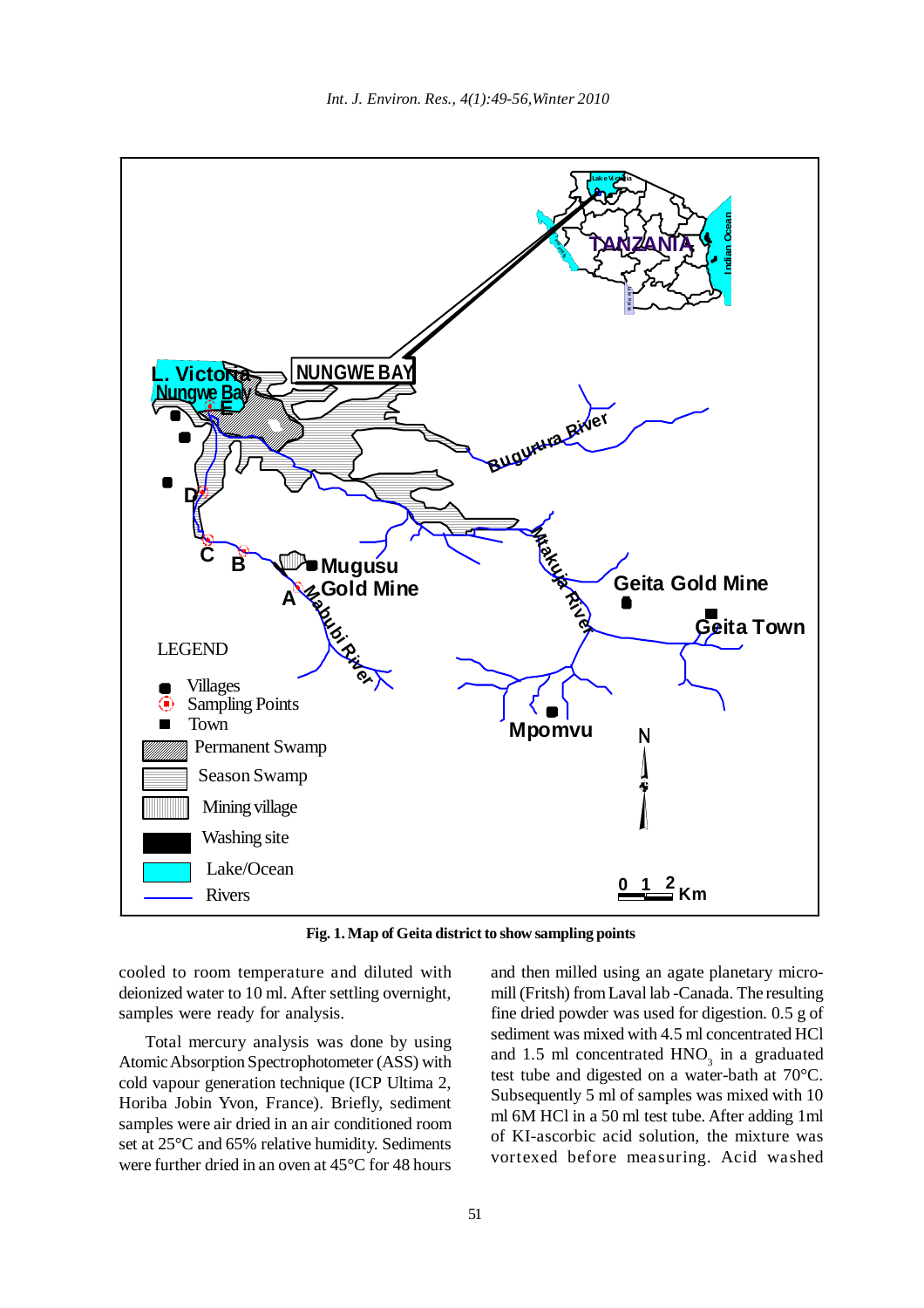**Fig. 1. Map of Geita district to show sampling points**

cooled to room temperature and diluted with deionized water to 10 ml. After settling overnight, samples were ready for analysis.

Total mercury analysis was done by using Atomic Absorption Spectrophotometer (ASS) with cold vapour generation technique (ICP Ultima 2, Horiba Jobin Yvon, France). Briefly, sediment samples were air dried in an air conditioned room set at 25°C and 65% relative humidity. Sediments were further dried in an oven at 45°C for 48 hours and then milled using an agate planetary micro-mill (Fritsh) from Laval lab -Canada. The resulting fine dried powder was used for digestion. 0.5 g of sediment was mixed with 4.5 ml concentrated HCl and 1.5 ml concentrated $HNO_3$ in a graduated test tube and digested on a water-bath at 70°C. Subsequently 5 ml of samples was mixed with 10 ml 6M HCl in a 50 ml test tube. After adding 1ml of KI-ascorbic acid solution, the mixture was vortexed before measuring. Acid washed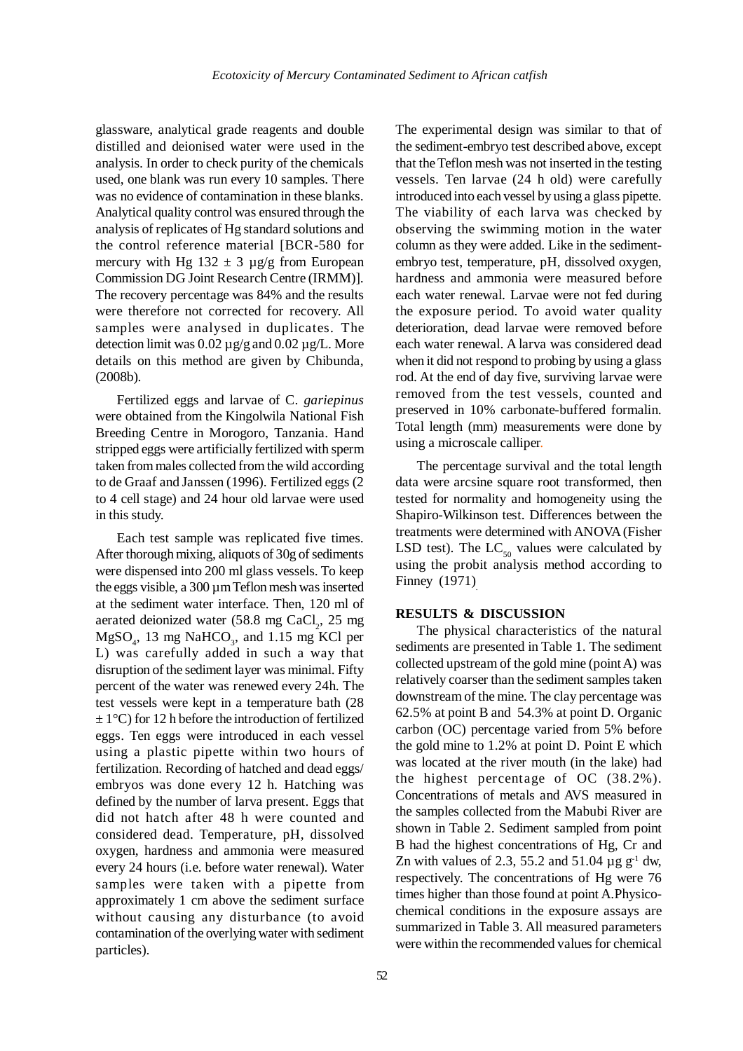glassware, analytical grade reagents and double distilled and deionised water were used in the analysis. In order to check purity of the chemicals used, one blank was run every 10 samples. There was no evidence of contamination in these blanks. Analytical quality control was ensured through the analysis of replicates of Hg standard solutions and the control reference material [BCR-580 for mercury with Hg 132 ± 3 µg/g from European Commission DG Joint Research Centre (IRMM)]. The recovery percentage was 84% and the results were therefore not corrected for recovery. All samples were analysed in duplicates. The detection limit was 0.02 µg/g and 0.02 µg/L. More details on this method are given by Chibunda, (2008b).

Fertilized eggs and larvae of C. *gariepinus* were obtained from the Kingolwila National Fish Breeding Centre in Morogoro, Tanzania. Hand stripped eggs were artificially fertilized with sperm taken from males collected from the wild according to de Graaf and Janssen (1996). Fertilized eggs (2 to 4 cell stage) and 24 hour old larvae were used in this study.

Each test sample was replicated five times. After thorough mixing, aliquots of 30g of sediments were dispensed into 200 ml glass vessels. To keep the eggs visible, a 300 µm Teflon mesh was inserted at the sediment water interface. Then, 120 ml of aerated deionized water (58.8 mg $CaCl_2$, 25 mg $MgSO_4$, 13 mg $NaHCO_3$, and 1.15 mg KCl per L) was carefully added in such a way that disruption of the sediment layer was minimal. Fifty percent of the water was renewed every 24h. The test vessels were kept in a temperature bath (28 ± 1°C) for 12 h before the introduction of fertilized eggs. Ten eggs were introduced in each vessel using a plastic pipette within two hours of fertilization. Recording of hatched and dead eggs/embryos was done every 12 h. Hatching was defined by the number of larva present. Eggs that did not hatch after 48 h were counted and considered dead. Temperature, pH, dissolved oxygen, hardness and ammonia were measured every 24 hours (i.e. before water renewal). Water samples were taken with a pipette from approximately 1 cm above the sediment surface without causing any disturbance (to avoid contamination of the overlying water with sediment particles).

The experimental design was similar to that of the sediment-embryo test described above, except that the Teflon mesh was not inserted in the testing vessels. Ten larvae (24 h old) were carefully introduced into each vessel by using a glass pipette. The viability of each larva was checked by observing the swimming motion in the water column as they were added. Like in the sediment-embryo test, temperature, pH, dissolved oxygen, hardness and ammonia were measured before each water renewal. Larvae were not fed during the exposure period. To avoid water quality deterioration, dead larvae were removed before each water renewal. A larva was considered dead when it did not respond to probing by using a glass rod. At the end of day five, surviving larvae were removed from the test vessels, counted and preserved in 10% carbonate-buffered formalin. Total length (mm) measurements were done by using a microscale calliper.

The percentage survival and the total length data were arcsine square root transformed, then tested for normality and homogeneity using the Shapiro-Wilkinson test. Differences between the treatments were determined with ANOVA (Fisher LSD test). The $LC_{50}$ values were calculated by using the probit analysis method according to Finney (1971).

## RESULTS & DISCUSSION

The physical characteristics of the natural sediments are presented in Table 1. The sediment collected upstream of the gold mine (point A) was relatively coarser than the sediment samples taken downstream of the mine. The clay percentage was 62.5% at point B and 54.3% at point D. Organic carbon (OC) percentage varied from 5% before the gold mine to 1.2% at point D. Point E which was located at the river mouth (in the lake) had the highest percentage of OC (38.2%). Concentrations of metals and AVS measured in the samples collected from the Mabubi River are shown in Table 2. Sediment sampled from point B had the highest concentrations of Hg, Cr and Zn with values of 2.3, 55.2 and 51.04 µg $g^{-1}$ dw, respectively. The concentrations of Hg were 76 times higher than those found at point A. Physico-chemical conditions in the exposure assays are summarized in Table 3. All measured parameters were within the recommended values for chemical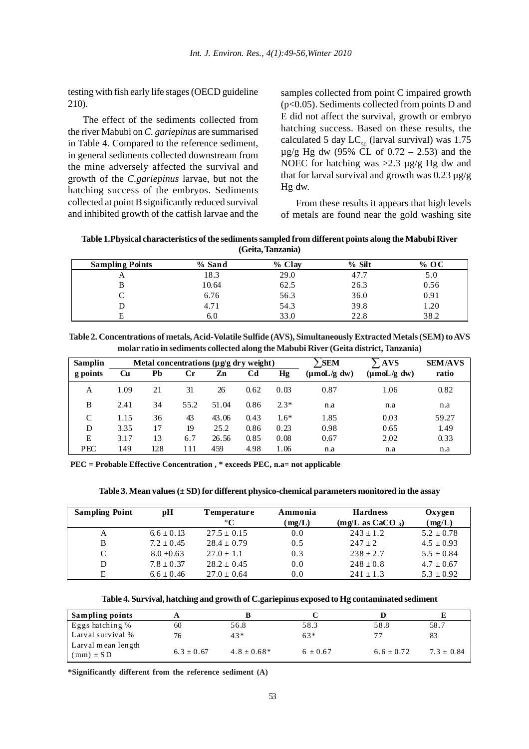testing with fish early life stages (OECD guideline 210).

The effect of the sediments collected from the river Mabubi on *C. gariepinus* are summarised in Table 4. Compared to the reference sediment, in general sediments collected downstream from the mine adversely affected the survival and growth of the *C.gariepinus* larvae, but not the hatching success of the embryos. Sediments collected at point B significantly reduced survival and inhibited growth of the catfish larvae and the samples collected from point C impaired growth ($p<0.05$). Sediments collected from points D and E did not affect the survival, growth or embryo hatching success. Based on these results, the calculated 5 day $LC_{50}$ (larval survival) was 1.75 µg/g Hg dw (95% CL of 0.72 – 2.53) and the NOEC for hatching was >2.3 µg/g Hg dw and that for larval survival and growth was 0.23 µg/g Hg dw.

From these results it appears that high levels of metals are found near the gold washing site

**Table 1.Physical characteristics of the sediments sampled from different points along the Mabubi River (Geita, Tanzania)**

| Sampling Points | % Sand | % Clay | % Silt | % OC |
|---|---|---|---|---|
| A | 18.3 | 29.0 | 47.7 | 5.0 |
| B | 10.64 | 62.5 | 26.3 | 0.56 |
| C | 6.76 | 56.3 | 36.0 | 0.91 |
| D | 4.71 | 54.3 | 39.8 | 1.20 |
| E | 6.0 | 33.0 | 22.8 | 38.2 |

**Table 2. Concentrations of metals, Acid-Volatile Sulfide (AVS), Simultaneously Extracted Metals (SEM) to AVS molar ratio in sediments collected along the Mabubi River (Geita district, Tanzania)**

| Sampling points | Metal concentrations (µg/g dry weight) | | | | | | ∑SEM (µmoL/g dw) | ∑AVS (µmoL/g dw) | SEM/AVS ratio |
|---|---|---|---|---|---|---|---|---|---|
| | Cu | Pb | Cr | Zn | Cd | Hg | | | |
| A | 1.09 | 21 | 31 | 26 | 0.62 | 0.03 | 0.87 | 1.06 | 0.82 |
| B | 2.41 | 34 | 55.2 | 51.04 | 0.86 | 2.3* | n.a | n.a | n.a |
| C | 1.15 | 36 | 43 | 43.06 | 0.43 | 1.6* | 1.85 | 0.03 | 59.27 |
| D | 3.35 | 17 | 19 | 25.2 | 0.86 | 0.23 | 0.98 | 0.65 | 1.49 |
| E | 3.17 | 13 | 6.7 | 26.56 | 0.85 | 0.08 | 0.67 | 2.02 | 0.33 |
| PEC | 149 | 128 | 111 | 459 | 4.98 | 1.06 | n.a | n.a | n.a |

**PEC = Probable Effective Concentration , * exceeds PEC, n.a= not applicable**

**Table 3. Mean values (± SD) for different physico-chemical parameters monitored in the assay**

| Sampling Point | pH | Temperature °C | Ammonia (mg/L) | Hardness (mg/L as $CaCO_3$) | Oxygen (mg/L) |
|---|---|---|---|---|---|
| A | 6.6 ± 0.13 | 27.5 ± 0.15 | 0.0 | 243 ± 1.2 | 5.2 ± 0.78 |
| B | 7.2 ± 0.45 | 28.4 ± 0.79 | 0.5 | 247 ± 2 | 4.5 ± 0.93 |
| C | 8.0 ±0.63 | 27.0 ± 1.1 | 0.3 | 238 ± 2.7 | 5.5 ± 0.84 |
| D | 7.8 ± 0.37 | 28.2 ± 0.45 | 0.0 | 248 ± 0.8 | 4.7 ± 0.67 |
| E | 6.6 ± 0.46 | 27.0 ± 0.64 | 0.0 | 241 ± 1.3 | 5.3 ± 0.92 |

**Table 4. Survival, hatching and growth of C.gariepinus exposed to Hg contaminated sediment**

| Sampling points | A | B | C | D | E |
|---|---|---|---|---|---|
| Eggs hatching % | 60 | 56.8 | 58.3 | 58.8 | 58.7 |
| Larval survival % | 76 | 43* | 63* | 77 | 83 |
| Larval mean length (mm) ± SD | 6.3 ± 0.67 | 4.8 ± 0.68* | 6 ± 0.67 | 6.6 ± 0.72 | 7.3 ± 0.84 |

**\*Significantly different from the reference sediment (A)**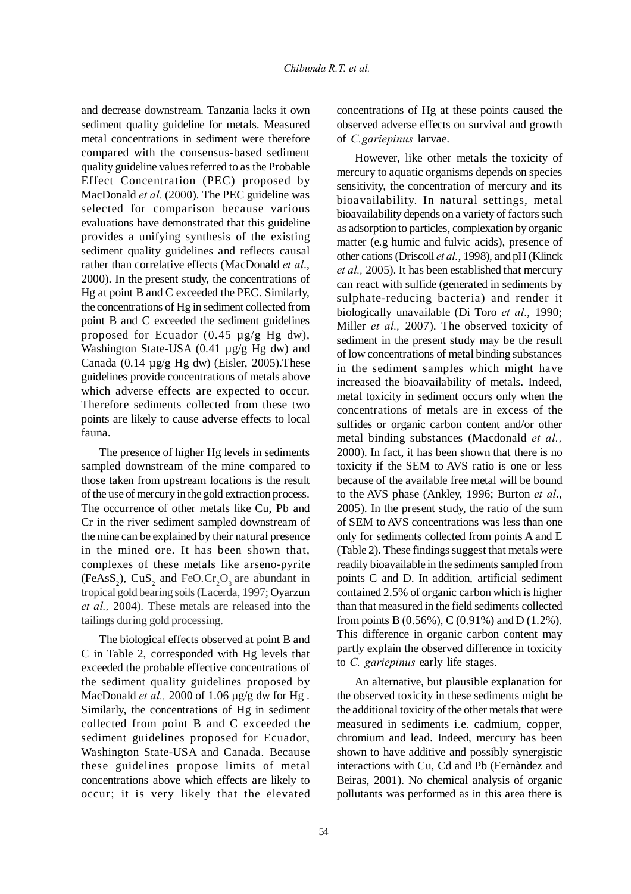and decrease downstream. Tanzania lacks it own sediment quality guideline for metals. Measured metal concentrations in sediment were therefore compared with the consensus-based sediment quality guideline values referred to as the Probable Effect Concentration (PEC) proposed by MacDonald *et al.* (2000). The PEC guideline was selected for comparison because various evaluations have demonstrated that this guideline provides a unifying synthesis of the existing sediment quality guidelines and reflects causal rather than correlative effects (MacDonald *et al*., 2000). In the present study, the concentrations of Hg at point B and C exceeded the PEC. Similarly, the concentrations of Hg in sediment collected from point B and C exceeded the sediment guidelines proposed for Ecuador (0.45 µg/g Hg dw), Washington State-USA (0.41 µg/g Hg dw) and Canada (0.14 µg/g Hg dw) (Eisler, 2005).These guidelines provide concentrations of metals above which adverse effects are expected to occur. Therefore sediments collected from these two points are likely to cause adverse effects to local fauna.

The presence of higher Hg levels in sediments sampled downstream of the mine compared to those taken from upstream locations is the result of the use of mercury in the gold extraction process. The occurrence of other metals like Cu, Pb and Cr in the river sediment sampled downstream of the mine can be explained by their natural presence in the mined ore. It has been shown that, complexes of these metals like arseno-pyrite ($FeAsS_2$), $CuS_2$ and $FeO.Cr_2O_3$ are abundant in tropical gold bearing soils (Lacerda, 1997; Oyarzun *et al.,* 2004). These metals are released into the tailings during gold processing.

The biological effects observed at point B and C in Table 2, corresponded with Hg levels that exceeded the probable effective concentrations of the sediment quality guidelines proposed by MacDonald *et al.,* 2000 of 1.06 µg/g dw for Hg . Similarly, the concentrations of Hg in sediment collected from point B and C exceeded the sediment guidelines proposed for Ecuador, Washington State-USA and Canada. Because these guidelines propose limits of metal concentrations above which effects are likely to occur; it is very likely that the elevated concentrations of Hg at these points caused the observed adverse effects on survival and growth of *C.gariepinus* larvae.

However, like other metals the toxicity of mercury to aquatic organisms depends on species sensitivity, the concentration of mercury and its bioavailability. In natural settings, metal bioavailability depends on a variety of factors such as adsorption to particles, complexation by organic matter (e.g humic and fulvic acids), presence of other cations (Driscoll *et al.*, 1998), and pH (Klinck *et al.,* 2005). It has been established that mercury can react with sulfide (generated in sediments by sulphate-reducing bacteria) and render it biologically unavailable (Di Toro *et al*., 1990; Miller *et al.,* 2007). The observed toxicity of sediment in the present study may be the result of low concentrations of metal binding substances in the sediment samples which might have increased the bioavailability of metals. Indeed, metal toxicity in sediment occurs only when the concentrations of metals are in excess of the sulfides or organic carbon content and/or other metal binding substances (Macdonald *et al.,* 2000). In fact, it has been shown that there is no toxicity if the SEM to AVS ratio is one or less because of the available free metal will be bound to the AVS phase (Ankley, 1996; Burton *et al*., 2005). In the present study, the ratio of the sum of SEM to AVS concentrations was less than one only for sediments collected from points A and E (Table 2). These findings suggest that metals were readily bioavailable in the sediments sampled from points C and D. In addition, artificial sediment contained 2.5% of organic carbon which is higher than that measured in the field sediments collected from points B (0.56%), C (0.91%) and D (1.2%). This difference in organic carbon content may partly explain the observed difference in toxicity to *C. gariepinus* early life stages.

An alternative, but plausible explanation for the observed toxicity in these sediments might be the additional toxicity of the other metals that were measured in sediments i.e. cadmium, copper, chromium and lead. Indeed, mercury has been shown to have additive and possibly synergistic interactions with Cu, Cd and Pb (Fernàndez and Beiras, 2001). No chemical analysis of organic pollutants was performed as in this area there is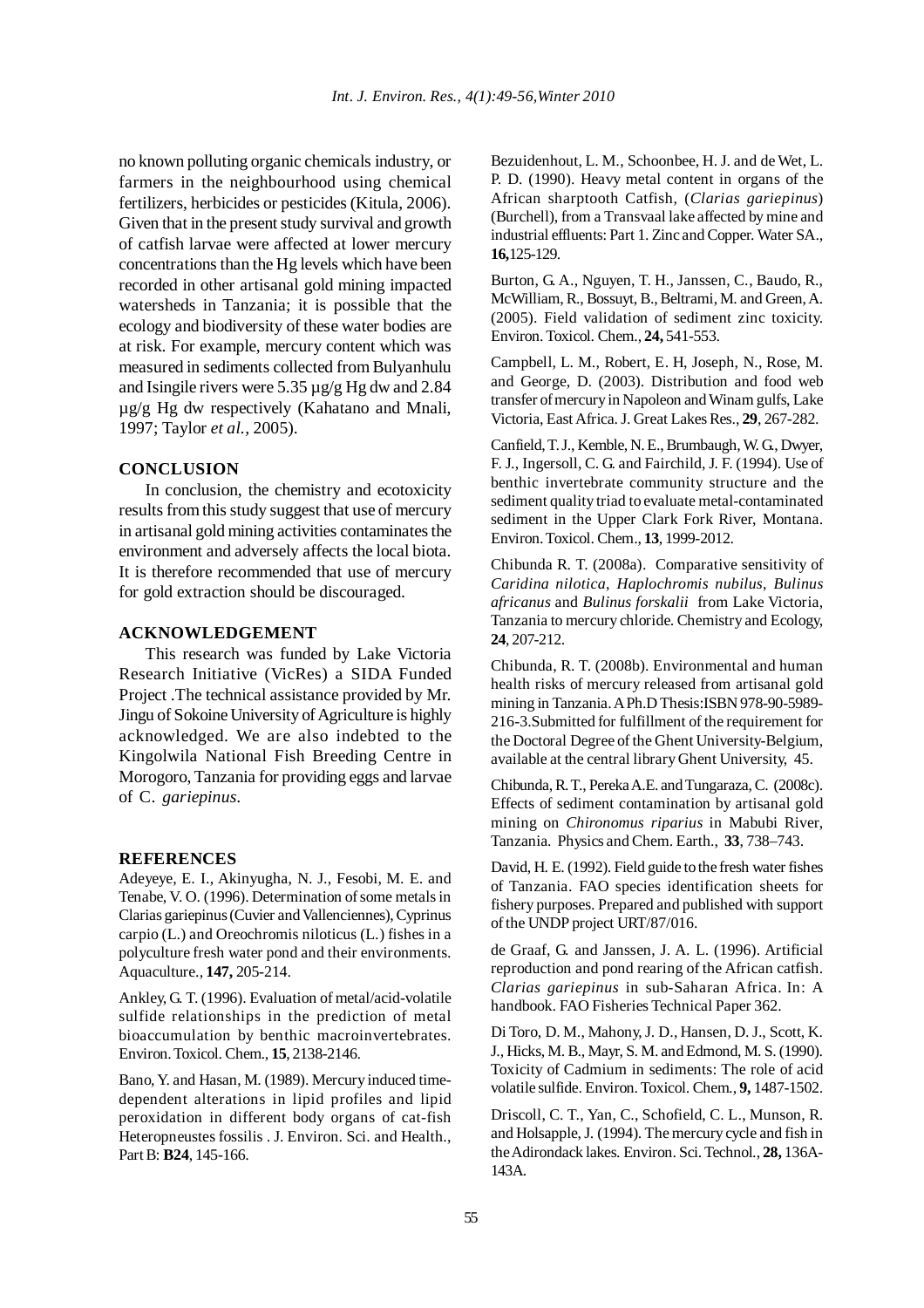no known polluting organic chemicals industry, or farmers in the neighbourhood using chemical fertilizers, herbicides or pesticides (Kitula, 2006). Given that in the present study survival and growth of catfish larvae were affected at lower mercury concentrations than the Hg levels which have been recorded in other artisanal gold mining impacted watersheds in Tanzania; it is possible that the ecology and biodiversity of these water bodies are at risk. For example, mercury content which was measured in sediments collected from Bulyanhulu and Isingile rivers were 5.35 µg/g Hg dw and 2.84 µg/g Hg dw respectively (Kahatano and Mnali, 1997; Taylor *et al.*, 2005).

## CONCLUSION

In conclusion, the chemistry and ecotoxicity results from this study suggest that use of mercury in artisanal gold mining activities contaminates the environment and adversely affects the local biota. It is therefore recommended that use of mercury for gold extraction should be discouraged.

## ACKNOWLEDGEMENT

This research was funded by Lake Victoria Research Initiative (VicRes) a SIDA Funded Project .The technical assistance provided by Mr. Jingu of Sokoine University of Agriculture is highly acknowledged. We are also indebted to the Kingolwila National Fish Breeding Centre in Morogoro, Tanzania for providing eggs and larvae of C. *gariepinus*.

## REFERENCES

Adeyeye, E. I., Akinyugha, N. J., Fesobi, M. E. and Tenabe, V. O. (1996). Determination of some metals in Clarias gariepinus (Cuvier and Vallenciennes), Cyprinus carpio (L.) and Oreochromis niloticus (L.) fishes in a polyculture fresh water pond and their environments. Aquaculture., **147,** 205-214.

Ankley, G. T. (1996). Evaluation of metal/acid-volatile sulfide relationships in the prediction of metal bioaccumulation by benthic macroinvertebrates. Environ. Toxicol. Chem., **15**, 2138-2146.

Bano, Y. and Hasan, M. (1989). Mercury induced time-dependent alterations in lipid profiles and lipid peroxidation in different body organs of cat-fish Heteropneustes fossilis . J. Environ. Sci. and Health., Part B: **B24**, 145-166.

Bezuidenhout, L. M., Schoonbee, H. J. and de Wet, L. P. D. (1990). Heavy metal content in organs of the African sharptooth Catfish, (*Clarias gariepinus*) (Burchell), from a Transvaal lake affected by mine and industrial effluents: Part 1. Zinc and Copper. Water SA., **16,**125-129.

Burton, G. A., Nguyen, T. H., Janssen, C., Baudo, R., McWilliam, R., Bossuyt, B., Beltrami, M. and Green, A. (2005). Field validation of sediment zinc toxicity. Environ. Toxicol. Chem., **24,** 541-553.

Campbell, L. M., Robert, E. H, Joseph, N., Rose, M. and George, D. (2003). Distribution and food web transfer of mercury in Napoleon and Winam gulfs, Lake Victoria, East Africa. J. Great Lakes Res., **29**, 267-282.

Canfield, T. J., Kemble, N. E., Brumbaugh, W. G., Dwyer, F. J., Ingersoll, C. G. and Fairchild, J. F. (1994). Use of benthic invertebrate community structure and the sediment quality triad to evaluate metal-contaminated sediment in the Upper Clark Fork River, Montana. Environ. Toxicol. Chem., **13**, 1999-2012.

Chibunda R. T. (2008a). Comparative sensitivity of *Caridina nilotica*, *Haplochromis nubilus*, *Bulinus africanus* and *Bulinus forskalii* from Lake Victoria, Tanzania to mercury chloride. Chemistry and Ecology, **24**, 207-212.

Chibunda, R. T. (2008b). Environmental and human health risks of mercury released from artisanal gold mining in Tanzania. A Ph.D Thesis:ISBN 978-90-5989-216-3.Submitted for fulfillment of the requirement for the Doctoral Degree of the Ghent University-Belgium, available at the central library Ghent University, 45.

Chibunda, R. T., Pereka A.E. and Tungaraza, C. (2008c). Effects of sediment contamination by artisanal gold mining on *Chironomus riparius* in Mabubi River, Tanzania. Physics and Chem. Earth., **33**, 738–743.

David, H. E. (1992). Field guide to the fresh water fishes of Tanzania. FAO species identification sheets for fishery purposes. Prepared and published with support of the UNDP project URT/87/016.

de Graaf, G. and Janssen, J. A. L. (1996). Artificial reproduction and pond rearing of the African catfish. *Clarias gariepinus* in sub-Saharan Africa. In: A handbook. FAO Fisheries Technical Paper 362.

Di Toro, D. M., Mahony, J. D., Hansen, D. J., Scott, K. J., Hicks, M. B., Mayr, S. M. and Edmond, M. S. (1990). Toxicity of Cadmium in sediments: The role of acid volatile sulfide. Environ. Toxicol. Chem., **9,** 1487-1502.

Driscoll, C. T., Yan, C., Schofield, C. L., Munson, R. and Holsapple, J. (1994). The mercury cycle and fish in the Adirondack lakes. Environ. Sci. Technol., **28,** 136A-143A.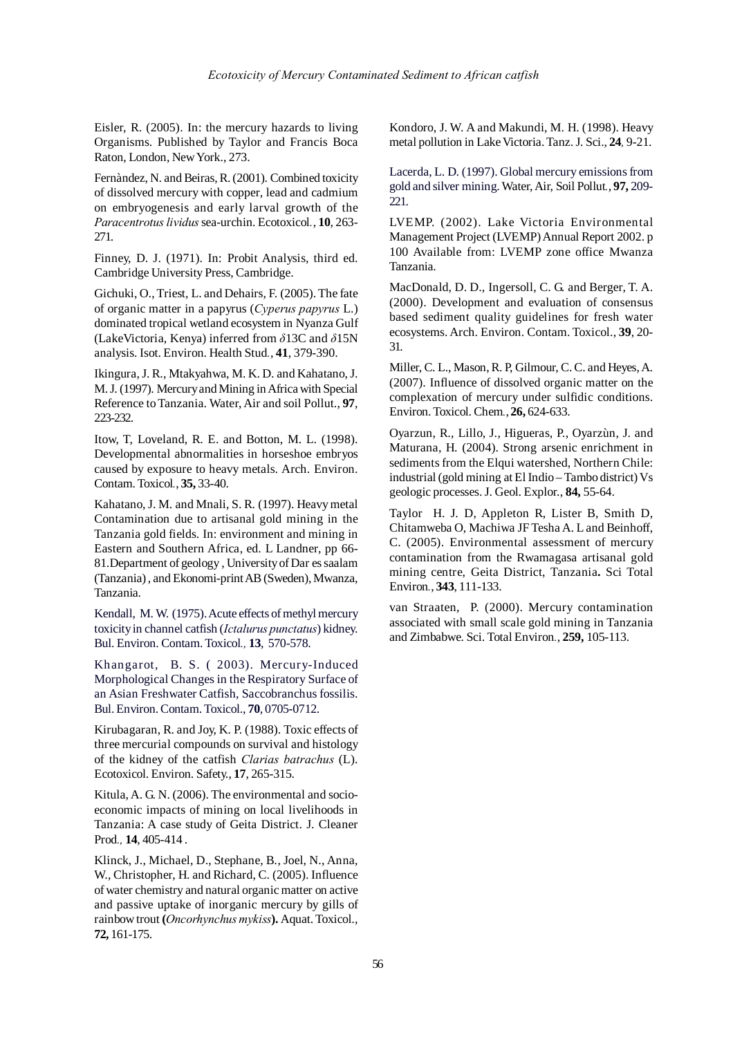Eisler, R. (2005). In: the mercury hazards to living Organisms. Published by Taylor and Francis Boca Raton, London, New York., 273.

Fernàndez, N. and Beiras, R. (2001). Combined toxicity of dissolved mercury with copper, lead and cadmium on embryogenesis and early larval growth of the *Paracentrotus lividus* sea-urchin. Ecotoxicol., **10**, 263-271.

Finney, D. J. (1971). In: Probit Analysis, third ed. Cambridge University Press, Cambridge.

Gichuki, O., Triest, L. and Dehairs, F. (2005). The fate of organic matter in a papyrus (*Cyperus papyrus* L.) dominated tropical wetland ecosystem in Nyanza Gulf (LakeVictoria, Kenya) inferred from $\delta$13C and $\delta$15N analysis. Isot. Environ. Health Stud., **41**, 379-390.

Ikingura, J. R., Mtakyahwa, M. K. D. and Kahatano, J. M. J. (1997). Mercury and Mining in Africa with Special Reference to Tanzania. Water, Air and soil Pollut., **97**, 223-232.

Itow, T, Loveland, R. E. and Botton, M. L. (1998). Developmental abnormalities in horseshoe embryos caused by exposure to heavy metals. Arch. Environ. Contam. Toxicol., **35,** 33-40.

Kahatano, J. M. and Mnali, S. R. (1997). Heavy metal Contamination due to artisanal gold mining in the Tanzania gold fields. In: environment and mining in Eastern and Southern Africa, ed. L Landner, pp 66-81.Department of geology , University of Dar es saalam (Tanzania) , and Ekonomi-print AB (Sweden), Mwanza, Tanzania.

Kendall, M. W. (1975). Acute effects of methyl mercury toxicity in channel catfish (*Ictalurus punctatus*) kidney. Bul. Environ. Contam. Toxicol., **13**, 570-578.

Khangarot, B. S. ( 2003). Mercury-Induced Morphological Changes in the Respiratory Surface of an Asian Freshwater Catfish, Saccobranchus fossilis. Bul. Environ. Contam. Toxicol., **70**, 0705-0712.

Kirubagaran, R. and Joy, K. P. (1988). Toxic effects of three mercurial compounds on survival and histology of the kidney of the catfish *Clarias batrachus* (L). Ecotoxicol. Environ. Safety., **17**, 265-315.

Kitula, A. G. N. (2006). The environmental and socio-economic impacts of mining on local livelihoods in Tanzania: A case study of Geita District. J. Cleaner Prod., **14**, 405-414 .

Klinck, J., Michael, D., Stephane, B., Joel, N., Anna, W., Christopher, H. and Richard, C. (2005). Influence of water chemistry and natural organic matter on active and passive uptake of inorganic mercury by gills of rainbow trout **(***Oncorhynchus mykiss***).** Aquat. Toxicol., **72,** 161-175.

Kondoro, J. W. A and Makundi, M. H. (1998). Heavy metal pollution in Lake Victoria. Tanz. J. Sci., **24**, 9-21.

Lacerda, L. D. (1997). Global mercury emissions from gold and silver mining. Water, Air, Soil Pollut., **97,** 209-221.

LVEMP. (2002). Lake Victoria Environmental Management Project (LVEMP) Annual Report 2002. p 100 Available from: LVEMP zone office Mwanza Tanzania.

MacDonald, D. D., Ingersoll, C. G. and Berger, T. A. (2000). Development and evaluation of consensus based sediment quality guidelines for fresh water ecosystems. Arch. Environ. Contam. Toxicol., **39**, 20-31.

Miller, C. L., Mason, R. P, Gilmour, C. C. and Heyes, A. (2007). Influence of dissolved organic matter on the complexation of mercury under sulfidic conditions. Environ. Toxicol. Chem., **26,** 624-633.

Oyarzun, R., Lillo, J., Higueras, P., Oyarzùn, J. and Maturana, H. (2004). Strong arsenic enrichment in sediments from the Elqui watershed, Northern Chile: industrial (gold mining at El Indio – Tambo district) Vs geologic processes. J. Geol. Explor., **84,** 55-64.

Taylor H. J. D, Appleton R, Lister B, Smith D, Chitamweba O, Machiwa JF Tesha A. L and Beinhoff, C. (2005). Environmental assessment of mercury contamination from the Rwamagasa artisanal gold mining centre, Geita District, Tanzania**.** Sci Total Environ., **343**, 111-133.

van Straaten, P. (2000). Mercury contamination associated with small scale gold mining in Tanzania and Zimbabwe. Sci. Total Environ., **259,** 105-113.